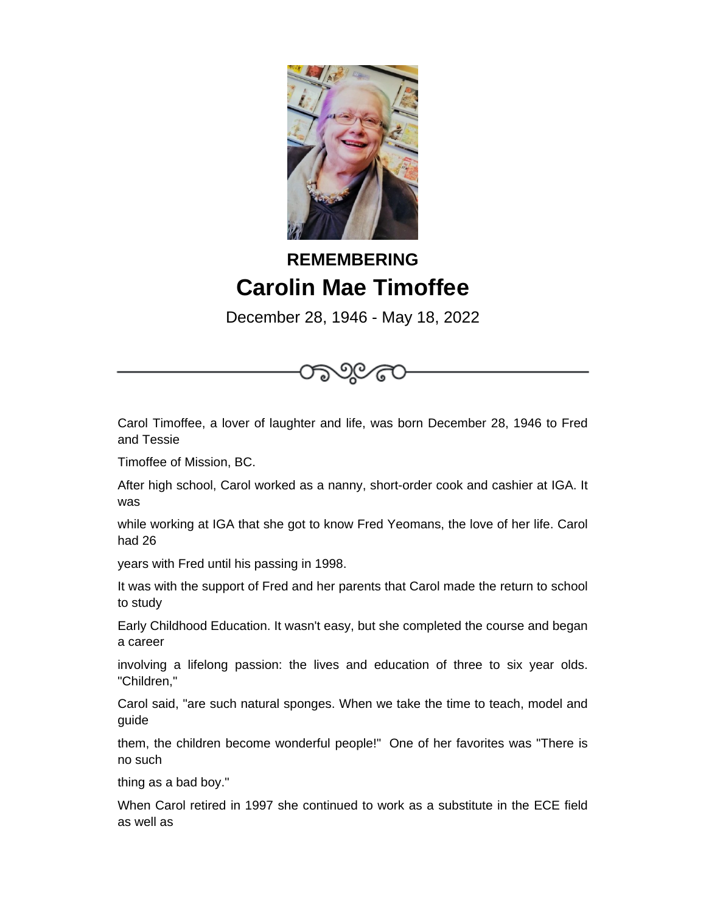**REMEMBERING**

# Carolin Mae Timoffee

December 28, 1946 - May 18, 2022

Carol Timoffee, a lover of laughter and life, was born December 28, 1946 to Fred and Tessie

Timoffee of Mission, BC.

After high school, Carol worked as a nanny, short-order cook and cashier at IGA. It was

while working at IGA that she got to know Fred Yeomans, the love of her life. Carol had 26

years with Fred until his passing in 1998.

It was with the support of Fred and her parents that Carol made the return to school to study

Early Childhood Education. It wasn't easy, but she completed the course and began a career

involving a lifelong passion: the lives and education of three to six year olds. "Children,"

Carol said, "are such natural sponges. When we take the time to teach, model and guide

them, the children become wonderful people!" One of her favorites was "There is no such

thing as a bad boy."

When Carol retired in 1997 she continued to work as a substitute in the ECE field as well as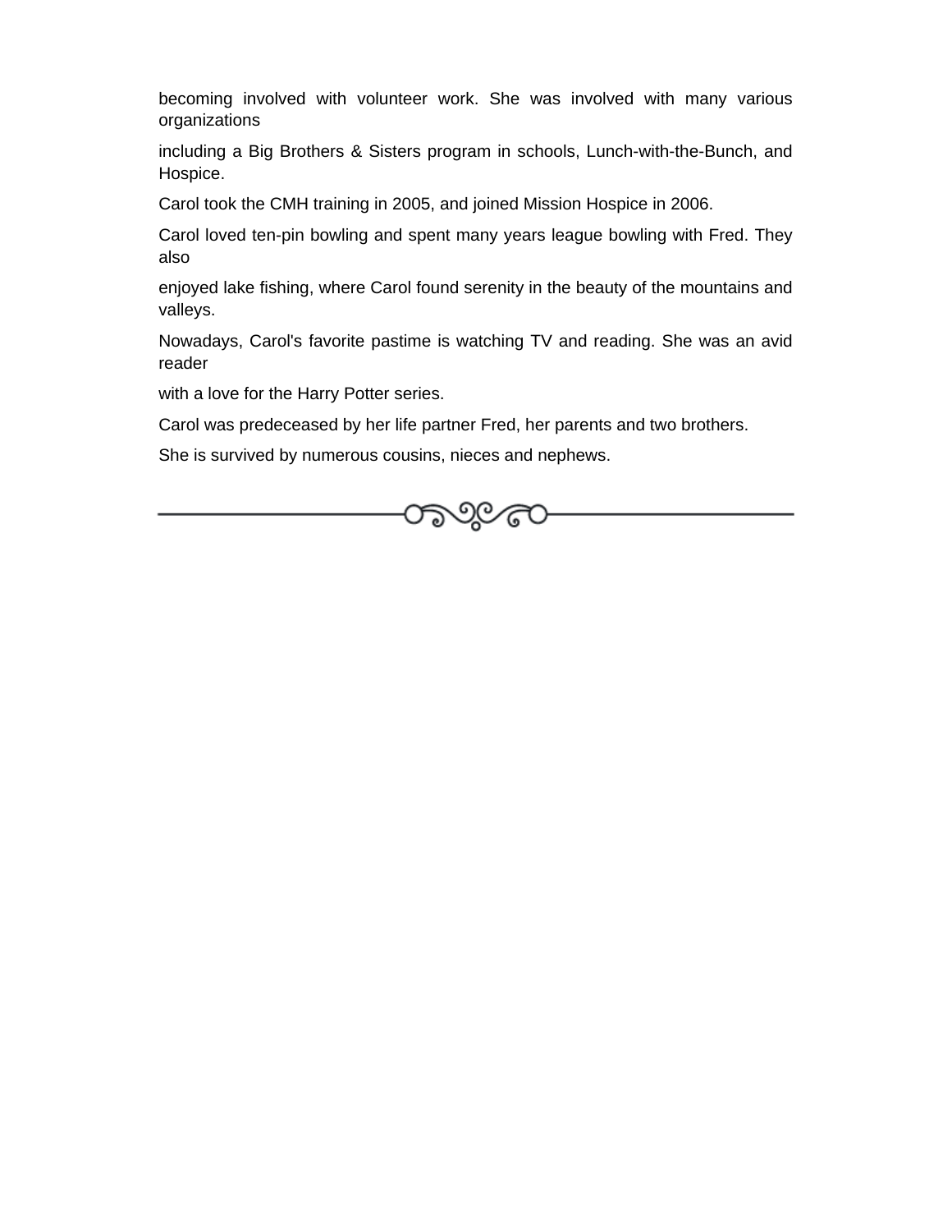becoming involved with volunteer work. She was involved with many various organizations

including a Big Brothers & Sisters program in schools, Lunch-with-the-Bunch, and Hospice.

Carol took the CMH training in 2005, and joined Mission Hospice in 2006.

Carol loved ten-pin bowling and spent many years league bowling with Fred. They also

enjoyed lake fishing, where Carol found serenity in the beauty of the mountains and valleys.

Nowadays, Carol's favorite pastime is watching TV and reading. She was an avid reader

with a love for the Harry Potter series.

Carol was predeceased by her life partner Fred, her parents and two brothers.

She is survived by numerous cousins, nieces and nephews.